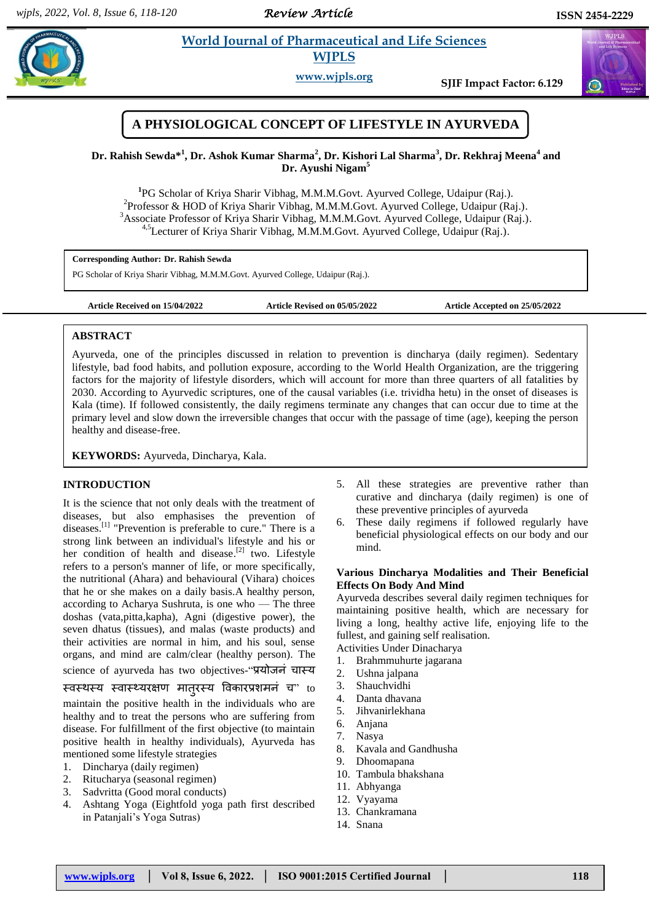# A PHYSIOLOGICAL CONCEPT OF LIFESTYLE IN AYURVEDA

**Dr. Rahish Sewda*[1], Dr. Ashok Kumar Sharma[2], Dr. Kishori Lal Sharma[3], Dr. Rekhraj Meena[4] and Dr. Ayushi Nigam[5]**

[1]PG Scholar of Kriya Sharir Vibhag, M.M.M.Govt. Ayurved College, Udaipur (Raj.).
[2]Professor & HOD of Kriya Sharir Vibhag, M.M.M.Govt. Ayurved College, Udaipur (Raj.).
[3]Associate Professor of Kriya Sharir Vibhag, M.M.M.Govt. Ayurved College, Udaipur (Raj.).
[4,5]Lecturer of Kriya Sharir Vibhag, M.M.M.Govt. Ayurved College, Udaipur (Raj.).

**Corresponding Author: Dr. Rahish Sewda**
PG Scholar of Kriya Sharir Vibhag, M.M.M.Govt. Ayurved College, Udaipur (Raj.).

**Article Received on 15/04/2022** | **Article Revised on 05/05/2022** | **Article Accepted on 25/05/2022**

## ABSTRACT

Ayurveda, one of the principles discussed in relation to prevention is dincharya (daily regimen). Sedentary lifestyle, bad food habits, and pollution exposure, according to the World Health Organization, are the triggering factors for the majority of lifestyle disorders, which will account for more than three quarters of all fatalities by 2030. According to Ayurvedic scriptures, one of the causal variables (i.e. trividha hetu) in the onset of diseases is Kala (time). If followed consistently, the daily regimens terminate any changes that can occur due to time at the primary level and slow down the irreversible changes that occur with the passage of time (age), keeping the person healthy and disease-free.

**KEYWORDS:** Ayurveda, Dincharya, Kala.

## INTRODUCTION

It is the science that not only deals with the treatment of diseases, but also emphasises the prevention of diseases.[1] "Prevention is preferable to cure." There is a strong link between an individual's lifestyle and his or her condition of health and disease.[2] two. Lifestyle refers to a person's manner of life, or more specifically, the nutritional (Ahara) and behavioural (Vihara) choices that he or she makes on a daily basis.A healthy person, according to Acharya Sushruta, is one who — The three doshas (vata,pitta,kapha), Agni (digestive power), the seven dhatus (tissues), and malas (waste products) and their activities are normal in him, and his soul, sense organs, and mind are calm/clear (healthy person). The science of ayurveda has two objectives-"प्रयोजनं चास्य स्वस्थस्य स्वास्थ्यरक्षण मातुरस्य विकारप्रशमनं च" to maintain the positive health in the individuals who are healthy and to treat the persons who are suffering from disease. For fulfillment of the first objective (to maintain positive health in healthy individuals), Ayurveda has mentioned some lifestyle strategies

1. Dincharya (daily regimen)
2. Ritucharya (seasonal regimen)
3. Sadvritta (Good moral conducts)
4. Ashtang Yoga (Eightfold yoga path first described in Patanjali's Yoga Sutras)
5. All these strategies are preventive rather than curative and dincharya (daily regimen) is one of these preventive principles of ayurveda
6. These daily regimens if followed regularly have beneficial physiological effects on our body and our mind.

### Various Dincharya Modalities and Their Beneficial Effects On Body And Mind

Ayurveda describes several daily regimen techniques for maintaining positive health, which are necessary for living a long, healthy active life, enjoying life to the fullest, and gaining self realisation.

Activities Under Dinacharya

1. Brahmmuhurte jagarana
2. Ushna jalpana
3. Shauchvidhi
4. Danta dhavana
5. Jihvanirlekhana
6. Anjana
7. Nasya
8. Kavala and Gandhusha
9. Dhoomapana
10. Tambula bhakshana
11. Abhyanga
12. Vyayama
13. Chankramana
14. Snana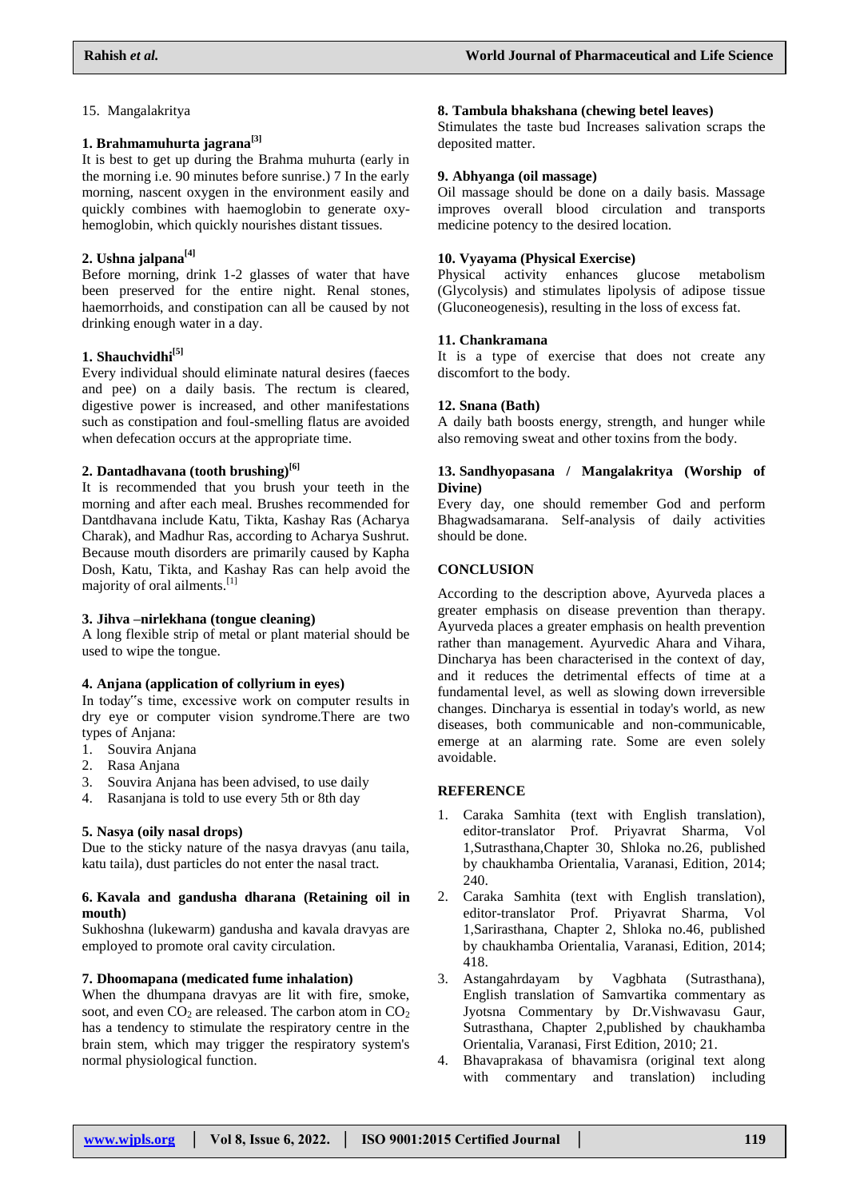15. Mangalakritya

### 1. Brahmamuhurta jagrana[3]

It is best to get up during the Brahma muhurta (early in the morning i.e. 90 minutes before sunrise.) 7 In the early morning, nascent oxygen in the environment easily and quickly combines with haemoglobin to generate oxy-hemoglobin, which quickly nourishes distant tissues.

### 2. Ushna jalpana[4]

Before morning, drink 1-2 glasses of water that have been preserved for the entire night. Renal stones, haemorrhoids, and constipation can all be caused by not drinking enough water in a day.

### 1. Shauchvidhi[5]

Every individual should eliminate natural desires (faeces and pee) on a daily basis. The rectum is cleared, digestive power is increased, and other manifestations such as constipation and foul-smelling flatus are avoided when defecation occurs at the appropriate time.

### 2. Dantadhavana (tooth brushing)[6]

It is recommended that you brush your teeth in the morning and after each meal. Brushes recommended for Dantdhavana include Katu, Tikta, Kashay Ras (Acharya Charak), and Madhur Ras, according to Acharya Sushrut. Because mouth disorders are primarily caused by Kapha Dosh, Katu, Tikta, and Kashay Ras can help avoid the majority of oral ailments.[1]

### 3. Jihva –nirlekhana (tongue cleaning)

A long flexible strip of metal or plant material should be used to wipe the tongue.

### 4. Anjana (application of collyrium in eyes)

In today‟s time, excessive work on computer results in dry eye or computer vision syndrome.There are two types of Anjana:

1. Souvira Anjana
2. Rasa Anjana
3. Souvira Anjana has been advised, to use daily
4. Rasanjana is told to use every 5th or 8th day

### 5. Nasya (oily nasal drops)

Due to the sticky nature of the nasya dravyas (anu taila, katu taila), dust particles do not enter the nasal tract.

### 6. Kavala and gandusha dharana (Retaining oil in mouth)

Sukhoshna (lukewarm) gandusha and kavala dravyas are employed to promote oral cavity circulation.

### 7. Dhoomapana (medicated fume inhalation)

When the dhumpana dravyas are lit with fire, smoke, soot, and even $CO_2$ are released. The carbon atom in $CO_2$ has a tendency to stimulate the respiratory centre in the brain stem, which may trigger the respiratory system's normal physiological function.

### 8. Tambula bhakshana (chewing betel leaves)

Stimulates the taste bud Increases salivation scraps the deposited matter.

### 9. Abhyanga (oil massage)

Oil massage should be done on a daily basis. Massage improves overall blood circulation and transports medicine potency to the desired location.

### 10. Vyayama (Physical Exercise)

Physical activity enhances glucose metabolism (Glycolysis) and stimulates lipolysis of adipose tissue (Gluconeogenesis), resulting in the loss of excess fat.

### 11. Chankramana

It is a type of exercise that does not create any discomfort to the body.

### 12. Snana (Bath)

A daily bath boosts energy, strength, and hunger while also removing sweat and other toxins from the body.

### 13. Sandhyopasana / Mangalakritya (Worship of Divine)

Every day, one should remember God and perform Bhagwadsamarana. Self-analysis of daily activities should be done.

## CONCLUSION

According to the description above, Ayurveda places a greater emphasis on disease prevention than therapy. Ayurveda places a greater emphasis on health prevention rather than management. Ayurvedic Ahara and Vihara, Dincharya has been characterised in the context of day, and it reduces the detrimental effects of time at a fundamental level, as well as slowing down irreversible changes. Dincharya is essential in today's world, as new diseases, both communicable and non-communicable, emerge at an alarming rate. Some are even solely avoidable.

## REFERENCE

1. Caraka Samhita (text with English translation), editor-translator Prof. Priyavrat Sharma, Vol 1,Sutrasthana,Chapter 30, Shloka no.26, published by chaukhamba Orientalia, Varanasi, Edition, 2014; 240.
2. Caraka Samhita (text with English translation), editor-translator Prof. Priyavrat Sharma, Vol 1,Sarirasthana, Chapter 2, Shloka no.46, published by chaukhamba Orientalia, Varanasi, Edition, 2014; 418.
3. Astangahrdayam by Vagbhata (Sutrasthana), English translation of Samvartika commentary as Jyotsna Commentary by Dr.Vishwavasu Gaur, Sutrasthana, Chapter 2,published by chaukhamba Orientalia, Varanasi, First Edition, 2010; 21.
4. Bhavaprakasa of bhavamisra (original text along with commentary and translation) including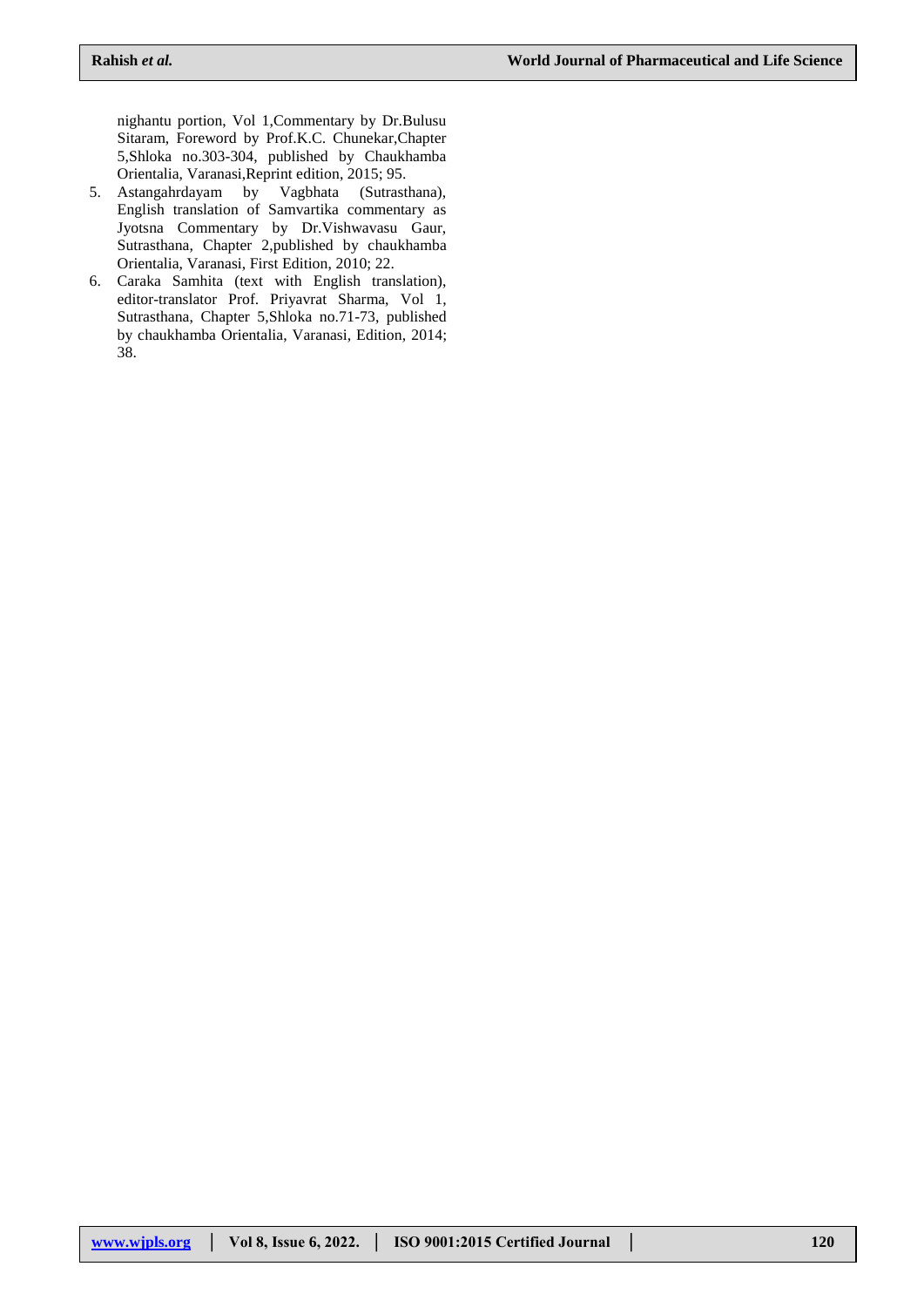nighantu portion, Vol 1,Commentary by Dr.Bulusu Sitaram, Foreword by Prof.K.C. Chunekar,Chapter 5,Shloka no.303-304, published by Chaukhamba Orientalia, Varanasi,Reprint edition, 2015; 95.

5. Astangahrdayam by Vagbhata (Sutrasthana), English translation of Samvartika commentary as Jyotsna Commentary by Dr.Vishwavasu Gaur, Sutrasthana, Chapter 2,published by chaukhamba Orientalia, Varanasi, First Edition, 2010; 22.
6. Caraka Samhita (text with English translation), editor-translator Prof. Priyavrat Sharma, Vol 1, Sutrasthana, Chapter 5,Shloka no.71-73, published by chaukhamba Orientalia, Varanasi, Edition, 2014; 38.